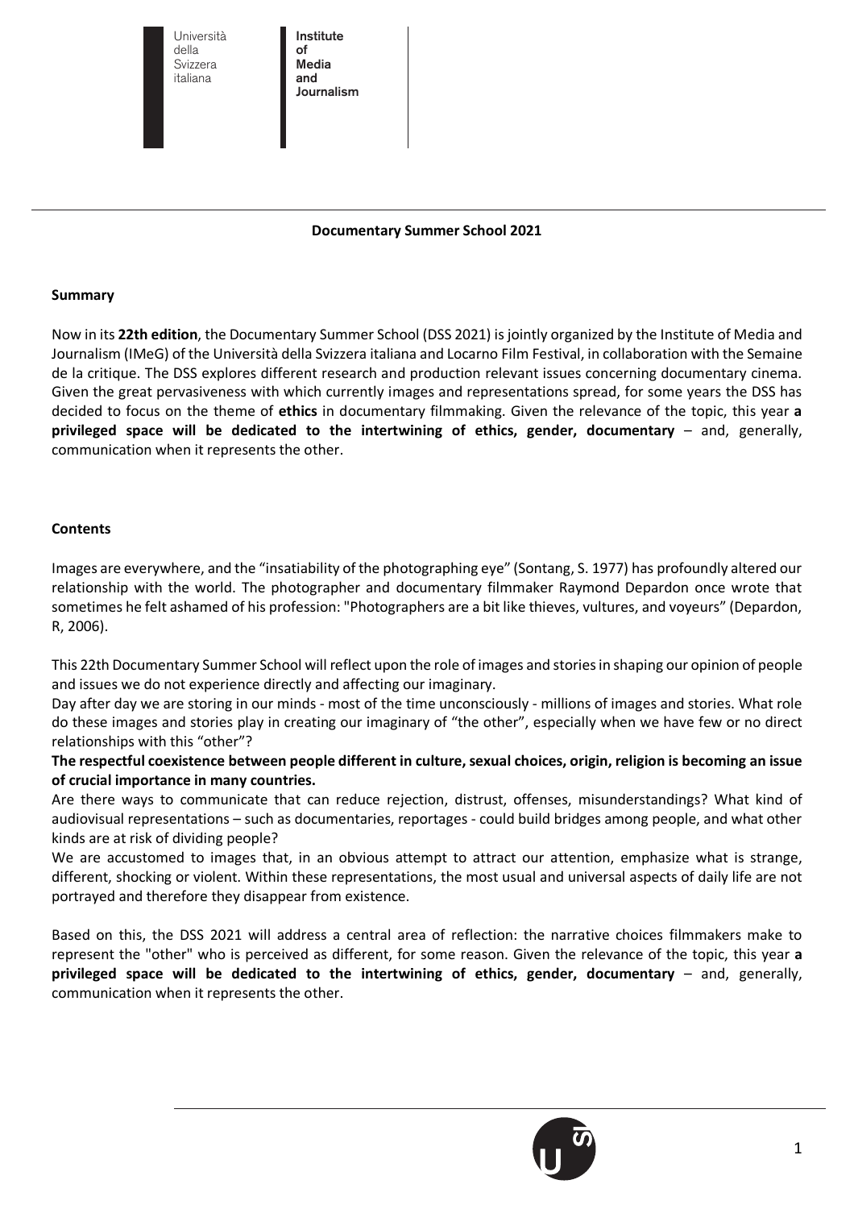Università della Svizzera italiana

Institute of Media and Journalism

# Documentary Summer School 2021

## Summary

Now in its **22th edition**, the Documentary Summer School (DSS 2021) is jointly organized by the Institute of Media and Journalism (IMeG) of the Università della Svizzera italiana and Locarno Film Festival, in collaboration with the Semaine de la critique. The DSS explores different research and production relevant issues concerning documentary cinema. Given the great pervasiveness with which currently images and representations spread, for some years the DSS has decided to focus on the theme of **ethics** in documentary filmmaking. Given the relevance of the topic, this year **a privileged space will be dedicated to the intertwining of ethics, gender, documentary** – and, generally, communication when it represents the other.

## Contents

Images are everywhere, and the "insatiability of the photographing eye" (Sontang, S. 1977) has profoundly altered our relationship with the world. The photographer and documentary filmmaker Raymond Depardon once wrote that sometimes he felt ashamed of his profession: "Photographers are a bit like thieves, vultures, and voyeurs" (Depardon, R, 2006).

This 22th Documentary Summer School will reflect upon the role of images and stories in shaping our opinion of people and issues we do not experience directly and affecting our imaginary.

Day after day we are storing in our minds - most of the time unconsciously - millions of images and stories. What role do these images and stories play in creating our imaginary of "the other", especially when we have few or no direct relationships with this "other"?

**The respectful coexistence between people different in culture, sexual choices, origin, religion is becoming an issue of crucial importance in many countries.**

Are there ways to communicate that can reduce rejection, distrust, offenses, misunderstandings? What kind of audiovisual representations – such as documentaries, reportages - could build bridges among people, and what other kinds are at risk of dividing people?

We are accustomed to images that, in an obvious attempt to attract our attention, emphasize what is strange, different, shocking or violent. Within these representations, the most usual and universal aspects of daily life are not portrayed and therefore they disappear from existence.

Based on this, the DSS 2021 will address a central area of reflection: the narrative choices filmmakers make to represent the "other" who is perceived as different, for some reason. Given the relevance of the topic, this year **a privileged space will be dedicated to the intertwining of ethics, gender, documentary** – and, generally, communication when it represents the other.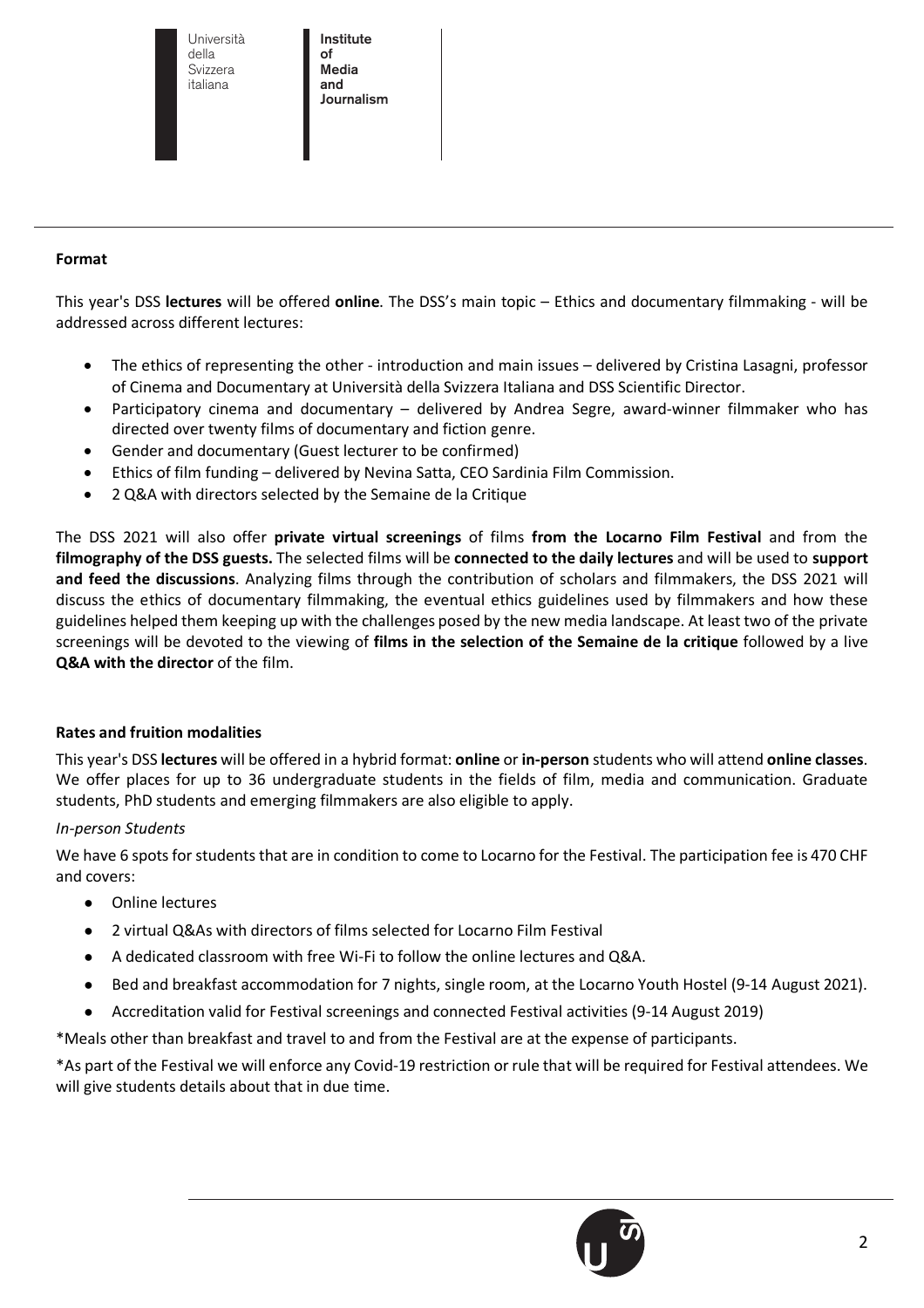**Format**

This year's DSS **lectures** will be offered **online**. The DSS's main topic – Ethics and documentary filmmaking - will be addressed across different lectures:

- The ethics of representing the other - introduction and main issues – delivered by Cristina Lasagni, professor of Cinema and Documentary at Università della Svizzera Italiana and DSS Scientific Director.
- Participatory cinema and documentary – delivered by Andrea Segre, award-winner filmmaker who has directed over twenty films of documentary and fiction genre.
- Gender and documentary (Guest lecturer to be confirmed)
- Ethics of film funding – delivered by Nevina Satta, CEO Sardinia Film Commission.
- 2 Q&A with directors selected by the Semaine de la Critique

The DSS 2021 will also offer **private virtual screenings** of films **from the Locarno Film Festival** and from the **filmography of the DSS guests.** The selected films will be **connected to the daily lectures** and will be used to **support and feed the discussions**. Analyzing films through the contribution of scholars and filmmakers, the DSS 2021 will discuss the ethics of documentary filmmaking, the eventual ethics guidelines used by filmmakers and how these guidelines helped them keeping up with the challenges posed by the new media landscape. At least two of the private screenings will be devoted to the viewing of **films in the selection of the Semaine de la critique** followed by a live **Q&A with the director** of the film.

**Rates and fruition modalities**

This year's DSS **lectures** will be offered in a hybrid format: **online** or **in-person** students who will attend **online classes**. We offer places for up to 36 undergraduate students in the fields of film, media and communication. Graduate students, PhD students and emerging filmmakers are also eligible to apply.

*In-person Students*

We have 6 spots for students that are in condition to come to Locarno for the Festival. The participation fee is 470 CHF and covers:

- Online lectures
- 2 virtual Q&As with directors of films selected for Locarno Film Festival
- A dedicated classroom with free Wi-Fi to follow the online lectures and Q&A.
- Bed and breakfast accommodation for 7 nights, single room, at the Locarno Youth Hostel (9-14 August 2021).
- Accreditation valid for Festival screenings and connected Festival activities (9-14 August 2019)

*Meals other than breakfast and travel to and from the Festival are at the expense of participants.

*As part of the Festival we will enforce any Covid-19 restriction or rule that will be required for Festival attendees. We will give students details about that in due time.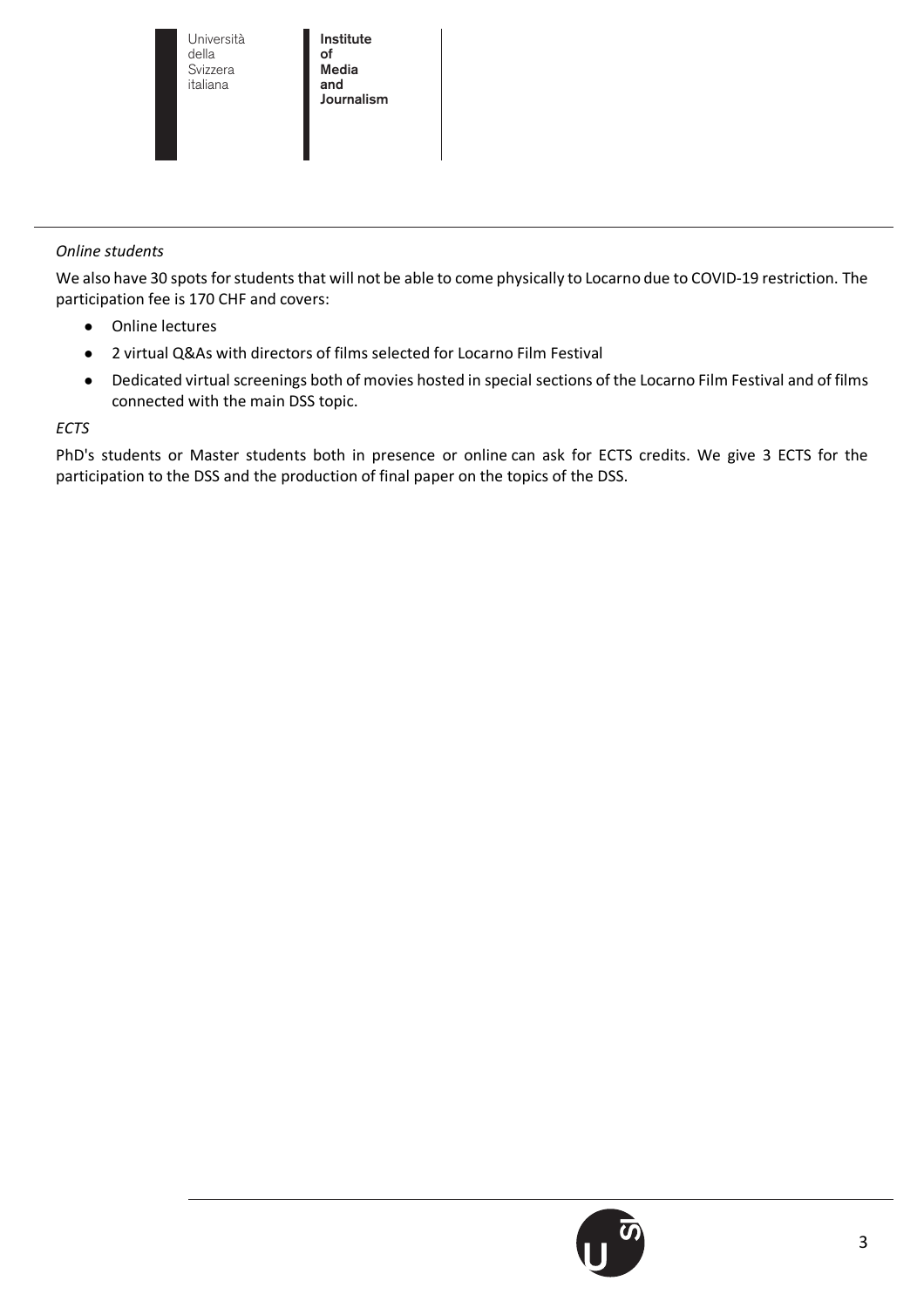*Online students*

We also have 30 spots for students that will not be able to come physically to Locarno due to COVID-19 restriction. The participation fee is 170 CHF and covers:

- Online lectures
- 2 virtual Q&As with directors of films selected for Locarno Film Festival
- Dedicated virtual screenings both of movies hosted in special sections of the Locarno Film Festival and of films connected with the main DSS topic.

*ECTS*

PhD's students or Master students both in presence or online can ask for ECTS credits. We give 3 ECTS for the participation to the DSS and the production of final paper on the topics of the DSS.